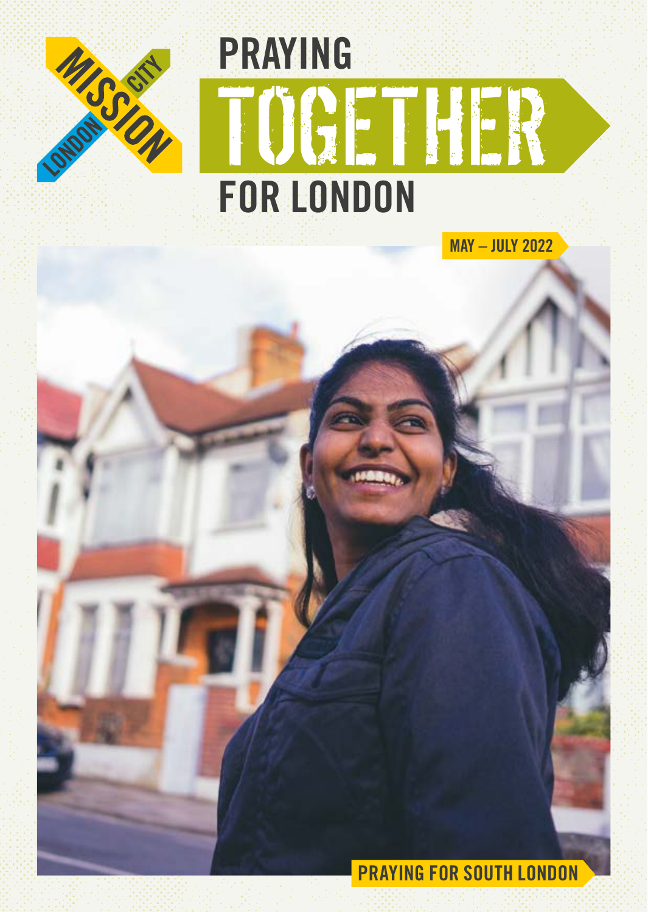LONDON CITY MISSION

# PRAYING TOGETHER FOR LONDON

MAY – JULY 2022

PRAYING FOR SOUTH LONDON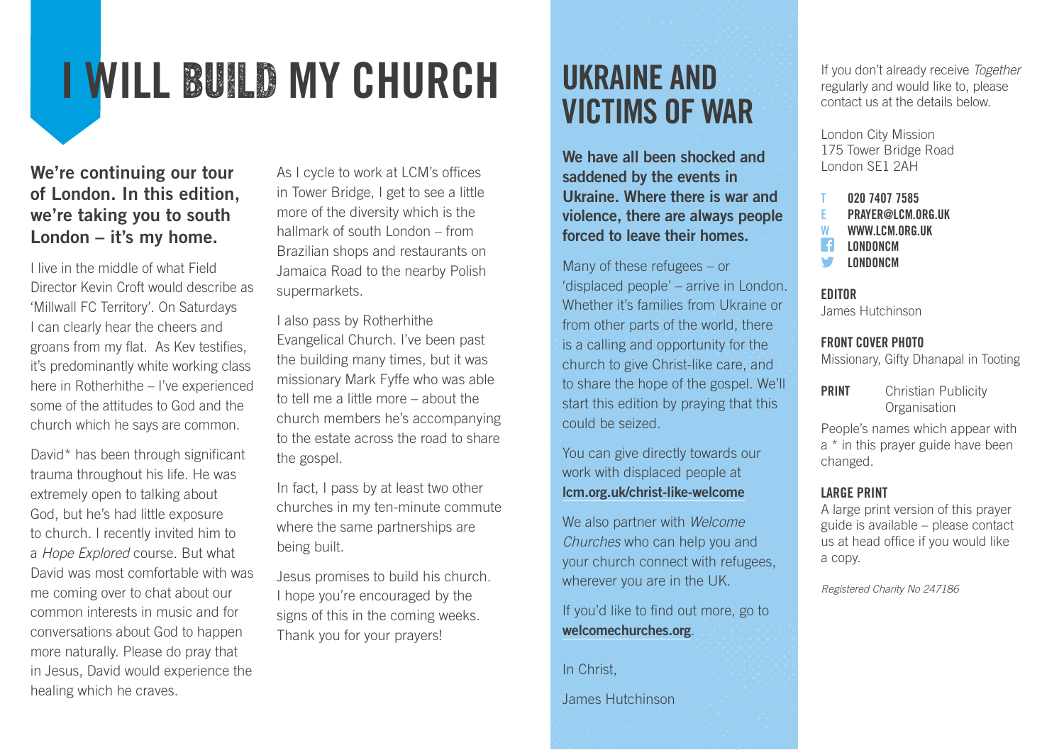# I WILL BUILD MY CHURCH

**We're continuing our tour of London. In this edition, we're taking you to south London – it's my home.**

I live in the middle of what Field Director Kevin Croft would describe as 'Millwall FC Territory'. On Saturdays I can clearly hear the cheers and groans from my flat. As Kev testifies, it's predominantly white working class here in Rotherhithe – I've experienced some of the attitudes to God and the church which he says are common.

David* has been through significant trauma throughout his life. He was extremely open to talking about God, but he's had little exposure to church. I recently invited him to a *Hope Explored* course. But what David was most comfortable with was me coming over to chat about our common interests in music and for conversations about God to happen more naturally. Please do pray that in Jesus, David would experience the healing which he craves.

As I cycle to work at LCM's offices in Tower Bridge, I get to see a little more of the diversity which is the hallmark of south London – from Brazilian shops and restaurants on Jamaica Road to the nearby Polish supermarkets.

I also pass by Rotherhithe Evangelical Church. I've been past the building many times, but it was missionary Mark Fyffe who was able to tell me a little more – about the church members he's accompanying to the estate across the road to share the gospel.

In fact, I pass by at least two other churches in my ten-minute commute where the same partnerships are being built.

Jesus promises to build his church. I hope you're encouraged by the signs of this in the coming weeks. Thank you for your prayers!

# UKRAINE AND VICTIMS OF WAR

**We have all been shocked and saddened by the events in Ukraine. Where there is war and violence, there are always people forced to leave their homes.**

Many of these refugees – or 'displaced people' – arrive in London. Whether it's families from Ukraine or from other parts of the world, there is a calling and opportunity for the church to give Christ-like care, and to share the hope of the gospel. We'll start this edition by praying that this could be seized.

You can give directly towards our work with displaced people at **lcm.org.uk/christ-like-welcome**

We also partner with *Welcome Churches* who can help you and your church connect with refugees, wherever you are in the UK.

If you'd like to find out more, go to **welcomechurches.org**.

In Christ,

James Hutchinson

If you don't already receive *Together* regularly and would like to, please contact us at the details below.

London City Mission
175 Tower Bridge Road
London SE1 2AH

T **020 7407 7585**
E **PRAYER@LCM.ORG.UK**
W **WWW.LCM.ORG.UK**
**LONDONCM**
**LONDONCM**

**EDITOR**
James Hutchinson

**FRONT COVER PHOTO**
Missionary, Gifty Dhanapal in Tooting

**PRINT** Christian Publicity Organisation

People's names which appear with a * in this prayer guide have been changed.

**LARGE PRINT**
A large print version of this prayer guide is available – please contact us at head office if you would like a copy.

*Registered Charity No 247186*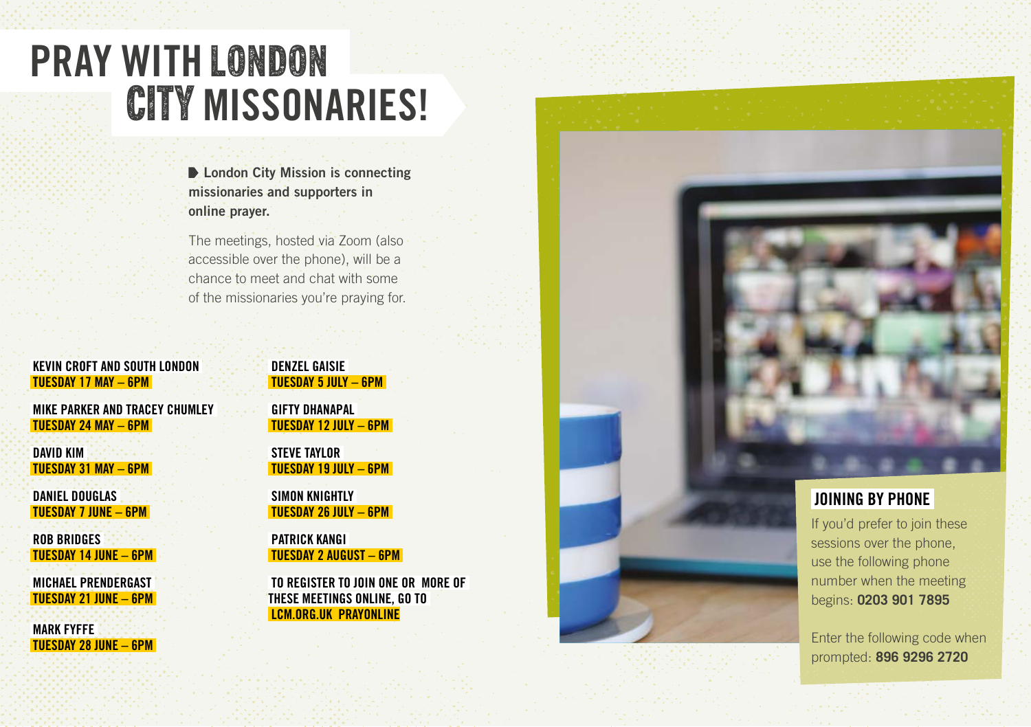# PRAY WITH LONDON CITY MISSONARIES!

**London City Mission is connecting missionaries and supporters in online prayer.**

The meetings, hosted via Zoom (also accessible over the phone), will be a chance to meet and chat with some of the missionaries you're praying for.

**KEVIN CROFT AND SOUTH LONDON**
**TUESDAY 17 MAY – 6PM**

**MIKE PARKER AND TRACEY CHUMLEY**
**TUESDAY 24 MAY – 6PM**

**DAVID KIM**
**TUESDAY 31 MAY – 6PM**

**DANIEL DOUGLAS**
**TUESDAY 7 JUNE – 6PM**

**ROB BRIDGES**
**TUESDAY 14 JUNE – 6PM**

**MICHAEL PRENDERGAST**
**TUESDAY 21 JUNE – 6PM**

**MARK FYFFE**
**TUESDAY 28 JUNE – 6PM**

**DENZEL GAISIE**
**TUESDAY 5 JULY – 6PM**

**GIFTY DHANAPAL**
**TUESDAY 12 JULY – 6PM**

**STEVE TAYLOR**
**TUESDAY 19 JULY – 6PM**

**SIMON KNIGHTLY**
**TUESDAY 26 JULY – 6PM**

**PATRICK KANGI**
**TUESDAY 2 AUGUST – 6PM**

**TO REGISTER TO JOIN ONE OR MORE OF THESE MEETINGS ONLINE, GO TO LCM.ORG.UK PRAYONLINE**

## JOINING BY PHONE

If you'd prefer to join these sessions over the phone, use the following phone number when the meeting begins: **0203 901 7895**

Enter the following code when prompted: **896 9296 2720**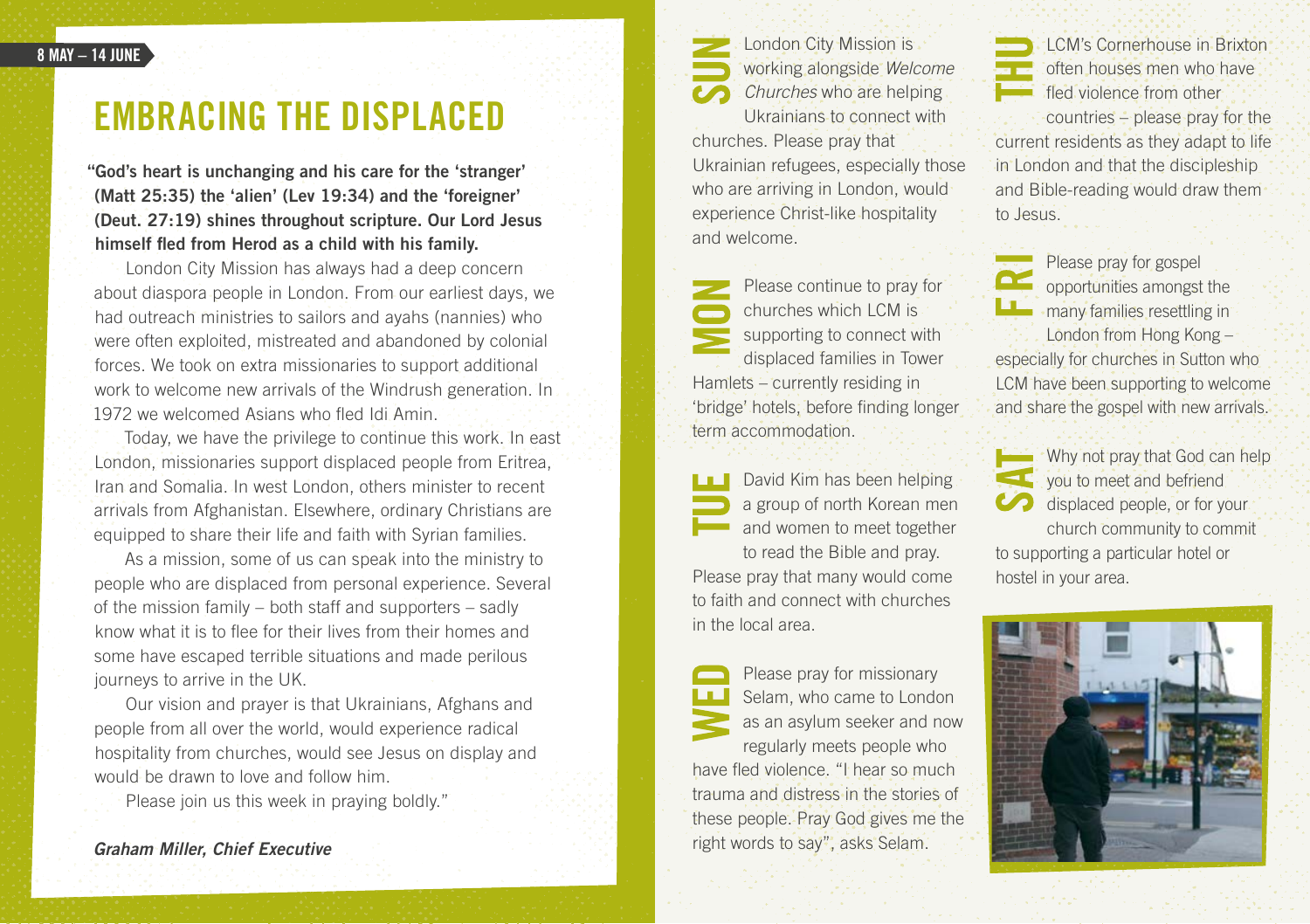8 MAY – 14 JUNE

# EMBRACING THE DISPLACED

**"God's heart is unchanging and his care for the 'stranger' (Matt 25:35) the 'alien' (Lev 19:34) and the 'foreigner' (Deut. 27:19) shines throughout scripture. Our Lord Jesus himself fled from Herod as a child with his family.**

London City Mission has always had a deep concern about diaspora people in London. From our earliest days, we had outreach ministries to sailors and ayahs (nannies) who were often exploited, mistreated and abandoned by colonial forces. We took on extra missionaries to support additional work to welcome new arrivals of the Windrush generation. In 1972 we welcomed Asians who fled Idi Amin.

Today, we have the privilege to continue this work. In east London, missionaries support displaced people from Eritrea, Iran and Somalia. In west London, others minister to recent arrivals from Afghanistan. Elsewhere, ordinary Christians are equipped to share their life and faith with Syrian families.

As a mission, some of us can speak into the ministry to people who are displaced from personal experience. Several of the mission family – both staff and supporters – sadly know what it is to flee for their lives from their homes and some have escaped terrible situations and made perilous journeys to arrive in the UK.

Our vision and prayer is that Ukrainians, Afghans and people from all over the world, would experience radical hospitality from churches, would see Jesus on display and would be drawn to love and follow him.

Please join us this week in praying boldly."

***Graham Miller, Chief Executive***

**SUN** London City Mission is working alongside *Welcome Churches* who are helping Ukrainians to connect with churches. Please pray that Ukrainian refugees, especially those who are arriving in London, would experience Christ-like hospitality and welcome.

**MON** Please continue to pray for churches which LCM is supporting to connect with displaced families in Tower Hamlets – currently residing in 'bridge' hotels, before finding longer term accommodation.

**TUE** David Kim has been helping a group of north Korean men and women to meet together to read the Bible and pray. Please pray that many would come to faith and connect with churches in the local area.

**WED** Please pray for missionary Selam, who came to London as an asylum seeker and now regularly meets people who have fled violence. "I hear so much trauma and distress in the stories of these people. Pray God gives me the right words to say", asks Selam.

**THU** LCM's Cornerhouse in Brixton often houses men who have fled violence from other countries – please pray for the current residents as they adapt to life in London and that the discipleship and Bible-reading would draw them to Jesus.

**FRI** Please pray for gospel opportunities amongst the many families resettling in London from Hong Kong – especially for churches in Sutton who LCM have been supporting to welcome and share the gospel with new arrivals.

**SAT** Why not pray that God can help you to meet and befriend displaced people, or for your church community to commit to supporting a particular hotel or hostel in your area.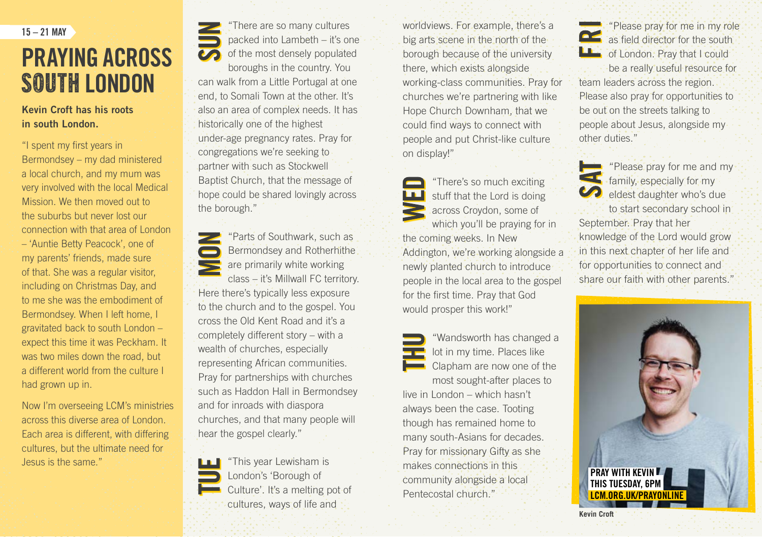15 – 21 MAY

# PRAYING ACROSS SOUTH LONDON

**Kevin Croft has his roots in south London.**

"I spent my first years in Bermondsey – my dad ministered a local church, and my mum was very involved with the local Medical Mission. We then moved out to the suburbs but never lost our connection with that area of London – 'Auntie Betty Peacock', one of my parents' friends, made sure of that. She was a regular visitor, including on Christmas Day, and to me she was the embodiment of Bermondsey. When I left home, I gravitated back to south London – expect this time it was Peckham. It was two miles down the road, but a different world from the culture I had grown up in.

Now I'm overseeing LCM's ministries across this diverse area of London. Each area is different, with differing cultures, but the ultimate need for Jesus is the same."

**SUN** "There are so many cultures packed into Lambeth – it's one of the most densely populated boroughs in the country. You can walk from a Little Portugal at one end, to Somali Town at the other. It's also an area of complex needs. It has historically one of the highest under-age pregnancy rates. Pray for congregations we're seeking to partner with such as Stockwell Baptist Church, that the message of hope could be shared lovingly across the borough."

**MON** "Parts of Southwark, such as Bermondsey and Rotherhithe are primarily white working class – it's Millwall FC territory. Here there's typically less exposure to the church and to the gospel. You cross the Old Kent Road and it's a completely different story – with a wealth of churches, especially representing African communities. Pray for partnerships with churches such as Haddon Hall in Bermondsey and for inroads with diaspora churches, and that many people will hear the gospel clearly."

**TUE** "This year Lewisham is London's 'Borough of Culture'. It's a melting pot of cultures, ways of life and worldviews. For example, there's a big arts scene in the north of the borough because of the university there, which exists alongside working-class communities. Pray for churches we're partnering with like Hope Church Downham, that we could find ways to connect with people and put Christ-like culture on display!"

**WED** "There's so much exciting stuff that the Lord is doing across Croydon, some of which you'll be praying for in the coming weeks. In New Addington, we're working alongside a newly planted church to introduce people in the local area to the gospel for the first time. Pray that God would prosper this work!"

**THU** "Wandsworth has changed a lot in my time. Places like Clapham are now one of the most sought-after places to live in London – which hasn't always been the case. Tooting though has remained home to many south-Asians for decades. Pray for missionary Gifty as she makes connections in this community alongside a local Pentecostal church."

**FRI** "Please pray for me in my role as field director for the south of London. Pray that I could be a really useful resource for team leaders across the region. Please also pray for opportunities to be out on the streets talking to people about Jesus, alongside my other duties."

**SAT** "Please pray for me and my family, especially for my eldest daughter who's due to start secondary school in September. Pray that her knowledge of the Lord would grow in this next chapter of her life and for opportunities to connect and share our faith with other parents."

**PRAY WITH KEVIN THIS TUESDAY, 6PM**
**LCM.ORG.UK/PRAYONLINE**

Kevin Croft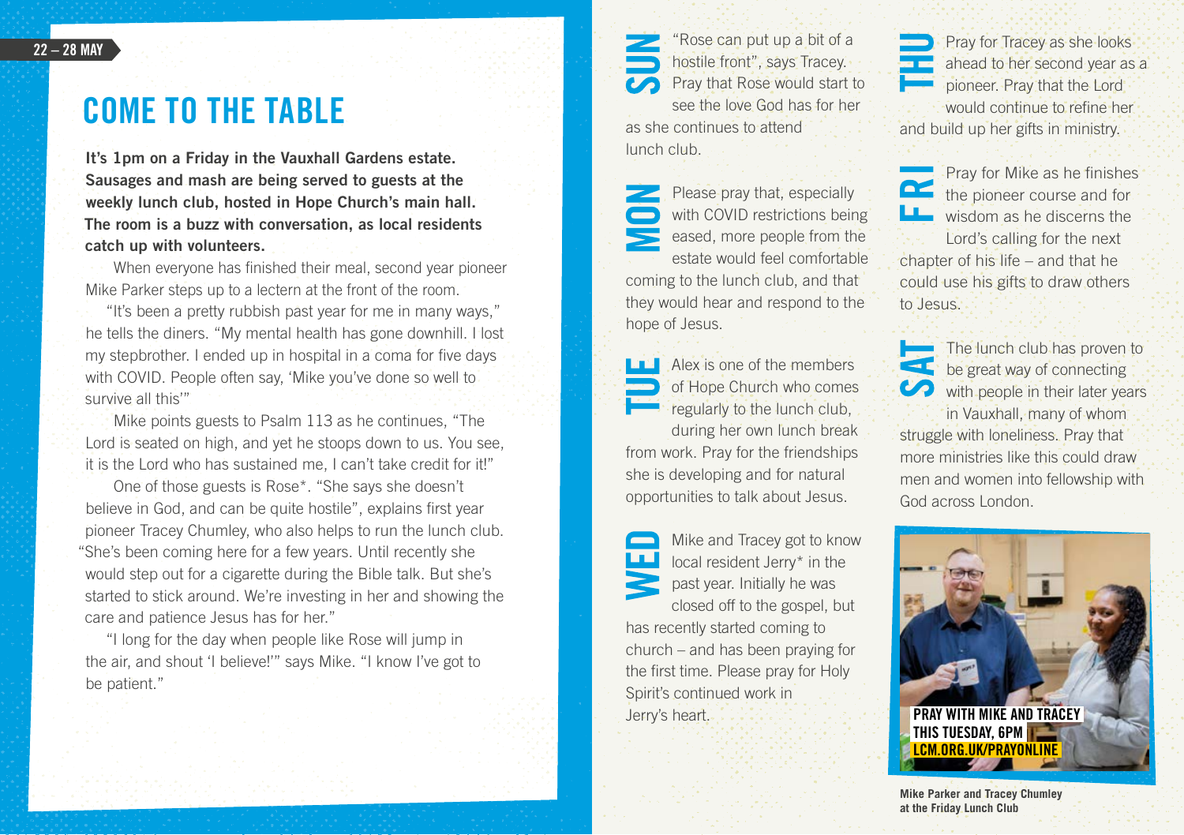22 – 28 MAY

# COME TO THE TABLE

**It's 1pm on a Friday in the Vauxhall Gardens estate. Sausages and mash are being served to guests at the weekly lunch club, hosted in Hope Church's main hall. The room is a buzz with conversation, as local residents catch up with volunteers.**

When everyone has finished their meal, second year pioneer Mike Parker steps up to a lectern at the front of the room.

"It's been a pretty rubbish past year for me in many ways," he tells the diners. "My mental health has gone downhill. I lost my stepbrother. I ended up in hospital in a coma for five days with COVID. People often say, 'Mike you've done so well to survive all this'"

Mike points guests to Psalm 113 as he continues, "The Lord is seated on high, and yet he stoops down to us. You see, it is the Lord who has sustained me, I can't take credit for it!"

One of those guests is Rose*. "She says she doesn't believe in God, and can be quite hostile", explains first year pioneer Tracey Chumley, who also helps to run the lunch club. "She's been coming here for a few years. Until recently she would step out for a cigarette during the Bible talk. But she's started to stick around. We're investing in her and showing the care and patience Jesus has for her."

"I long for the day when people like Rose will jump in the air, and shout 'I believe!'" says Mike. "I know I've got to be patient."

**SUN** "Rose can put up a bit of a hostile front", says Tracey. Pray that Rose would start to see the love God has for her as she continues to attend lunch club.

**MON** Please pray that, especially with COVID restrictions being eased, more people from the estate would feel comfortable coming to the lunch club, and that they would hear and respond to the hope of Jesus.

**TUE** Alex is one of the members of Hope Church who comes regularly to the lunch club, during her own lunch break from work. Pray for the friendships she is developing and for natural opportunities to talk about Jesus.

**WED** Mike and Tracey got to know local resident Jerry* in the past year. Initially he was closed off to the gospel, but has recently started coming to church – and has been praying for the first time. Please pray for Holy Spirit's continued work in Jerry's heart.

**THU** Pray for Tracey as she looks ahead to her second year as a pioneer. Pray that the Lord would continue to refine her and build up her gifts in ministry.

**FRI** Pray for Mike as he finishes the pioneer course and for wisdom as he discerns the Lord's calling for the next chapter of his life – and that he could use his gifts to draw others to Jesus.

**SAT** The lunch club has proven to be great way of connecting with people in their later years in Vauxhall, many of whom struggle with loneliness. Pray that more ministries like this could draw men and women into fellowship with God across London.

**PRAY WITH MIKE AND TRACEY THIS TUESDAY, 6PM**
**LCM.ORG.UK/PRAYONLINE**

**Mike Parker and Tracey Chumley at the Friday Lunch Club**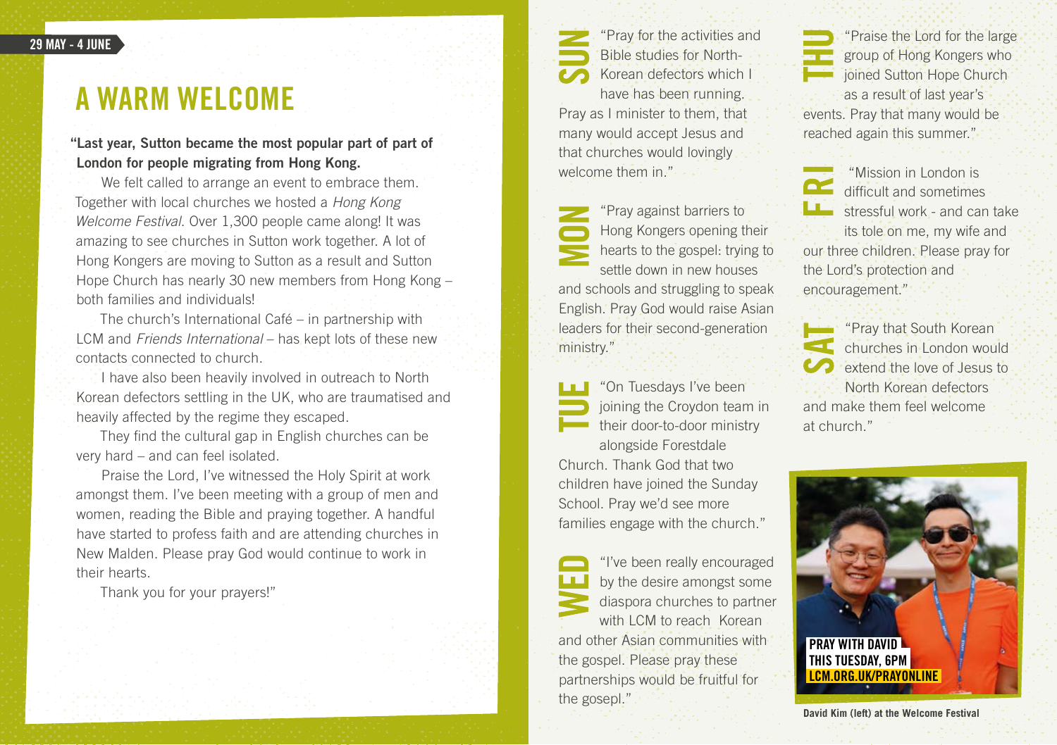29 MAY - 4 JUNE

# A WARM WELCOME

**"Last year, Sutton became the most popular part of part of London for people migrating from Hong Kong.**

We felt called to arrange an event to embrace them. Together with local churches we hosted a *Hong Kong Welcome Festival*. Over 1,300 people came along! It was amazing to see churches in Sutton work together. A lot of Hong Kongers are moving to Sutton as a result and Sutton Hope Church has nearly 30 new members from Hong Kong – both families and individuals!

The church's International Café – in partnership with LCM and *Friends International* – has kept lots of these new contacts connected to church.

I have also been heavily involved in outreach to North Korean defectors settling in the UK, who are traumatised and heavily affected by the regime they escaped.

They find the cultural gap in English churches can be very hard – and can feel isolated.

Praise the Lord, I've witnessed the Holy Spirit at work amongst them. I've been meeting with a group of men and women, reading the Bible and praying together. A handful have started to profess faith and are attending churches in New Malden. Please pray God would continue to work in their hearts.

Thank you for your prayers!"

**SUN** "Pray for the activities and Bible studies for North-Korean defectors which I have has been running. Pray as I minister to them, that many would accept Jesus and that churches would lovingly welcome them in."

**MON** "Pray against barriers to Hong Kongers opening their hearts to the gospel: trying to settle down in new houses and schools and struggling to speak English. Pray God would raise Asian leaders for their second-generation ministry."

**TUE** "On Tuesdays I've been joining the Croydon team in their door-to-door ministry alongside Forestdale Church. Thank God that two children have joined the Sunday School. Pray we'd see more families engage with the church."

**WED** "I've been really encouraged by the desire amongst some diaspora churches to partner with LCM to reach Korean and other Asian communities with the gospel. Please pray these partnerships would be fruitful for the gosepl."

**THU** "Praise the Lord for the large group of Hong Kongers who joined Sutton Hope Church as a result of last year's events. Pray that many would be reached again this summer."

**FRI** "Mission in London is difficult and sometimes stressful work - and can take its tole on me, my wife and our three children. Please pray for the Lord's protection and encouragement."

**SAT** "Pray that South Korean churches in London would extend the love of Jesus to North Korean defectors and make them feel welcome at church."

**PRAY WITH DAVID THIS TUESDAY, 6PM LCM.ORG.UK/PRAYONLINE**

David Kim (left) at the Welcome Festival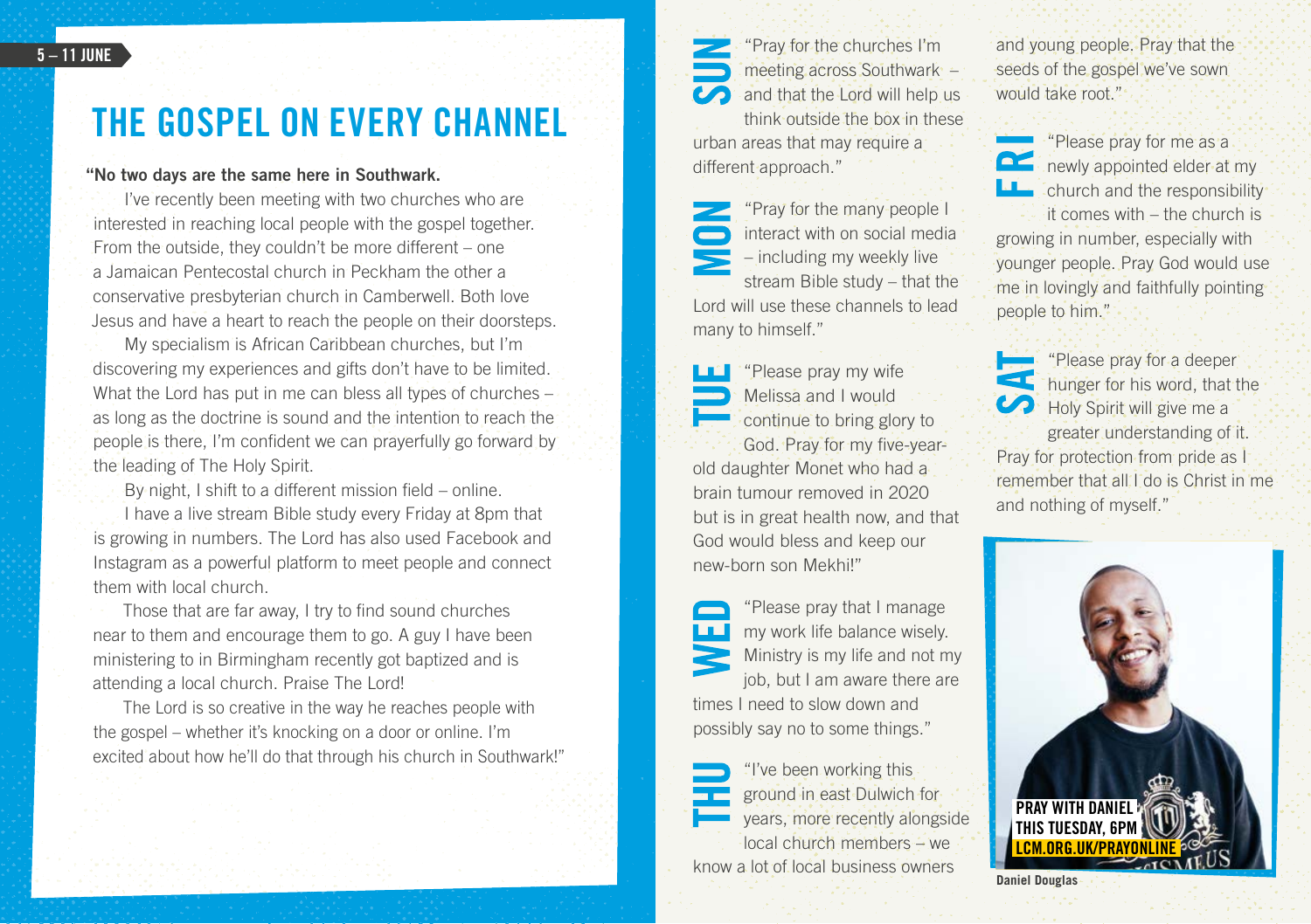5 – 11 JUNE

# THE GOSPEL ON EVERY CHANNEL

**"No two days are the same here in Southwark.**

I've recently been meeting with two churches who are interested in reaching local people with the gospel together. From the outside, they couldn't be more different – one a Jamaican Pentecostal church in Peckham the other a conservative presbyterian church in Camberwell. Both love Jesus and have a heart to reach the people on their doorsteps.

My specialism is African Caribbean churches, but I'm discovering my experiences and gifts don't have to be limited. What the Lord has put in me can bless all types of churches – as long as the doctrine is sound and the intention to reach the people is there, I'm confident we can prayerfully go forward by the leading of The Holy Spirit.

By night, I shift to a different mission field – online.

I have a live stream Bible study every Friday at 8pm that is growing in numbers. The Lord has also used Facebook and Instagram as a powerful platform to meet people and connect them with local church.

Those that are far away, I try to find sound churches near to them and encourage them to go. A guy I have been ministering to in Birmingham recently got baptized and is attending a local church. Praise The Lord!

The Lord is so creative in the way he reaches people with the gospel – whether it's knocking on a door or online. I'm excited about how he'll do that through his church in Southwark!"

**SUN** "Pray for the churches I'm meeting across Southwark – and that the Lord will help us think outside the box in these urban areas that may require a different approach."

**MON** "Pray for the many people I interact with on social media – including my weekly live stream Bible study – that the Lord will use these channels to lead many to himself."

**TUE** "Please pray my wife Melissa and I would continue to bring glory to God. Pray for my five-year-old daughter Monet who had a brain tumour removed in 2020 but is in great health now, and that God would bless and keep our new-born son Mekhi!"

**WED** "Please pray that I manage my work life balance wisely. Ministry is my life and not my job, but I am aware there are times I need to slow down and possibly say no to some things."

**THU** "I've been working this ground in east Dulwich for years, more recently alongside local church members – we know a lot of local business owners and young people. Pray that the seeds of the gospel we've sown would take root."

**FRI** "Please pray for me as a newly appointed elder at my church and the responsibility it comes with – the church is growing in number, especially with younger people. Pray God would use me in lovingly and faithfully pointing people to him."

**SAT** "Please pray for a deeper hunger for his word, that the Holy Spirit will give me a greater understanding of it. Pray for protection from pride as I remember that all I do is Christ in me and nothing of myself."

PRAY WITH DANIEL THIS TUESDAY, 6PM
LCM.ORG.UK/PRAYONLINE

Daniel Douglas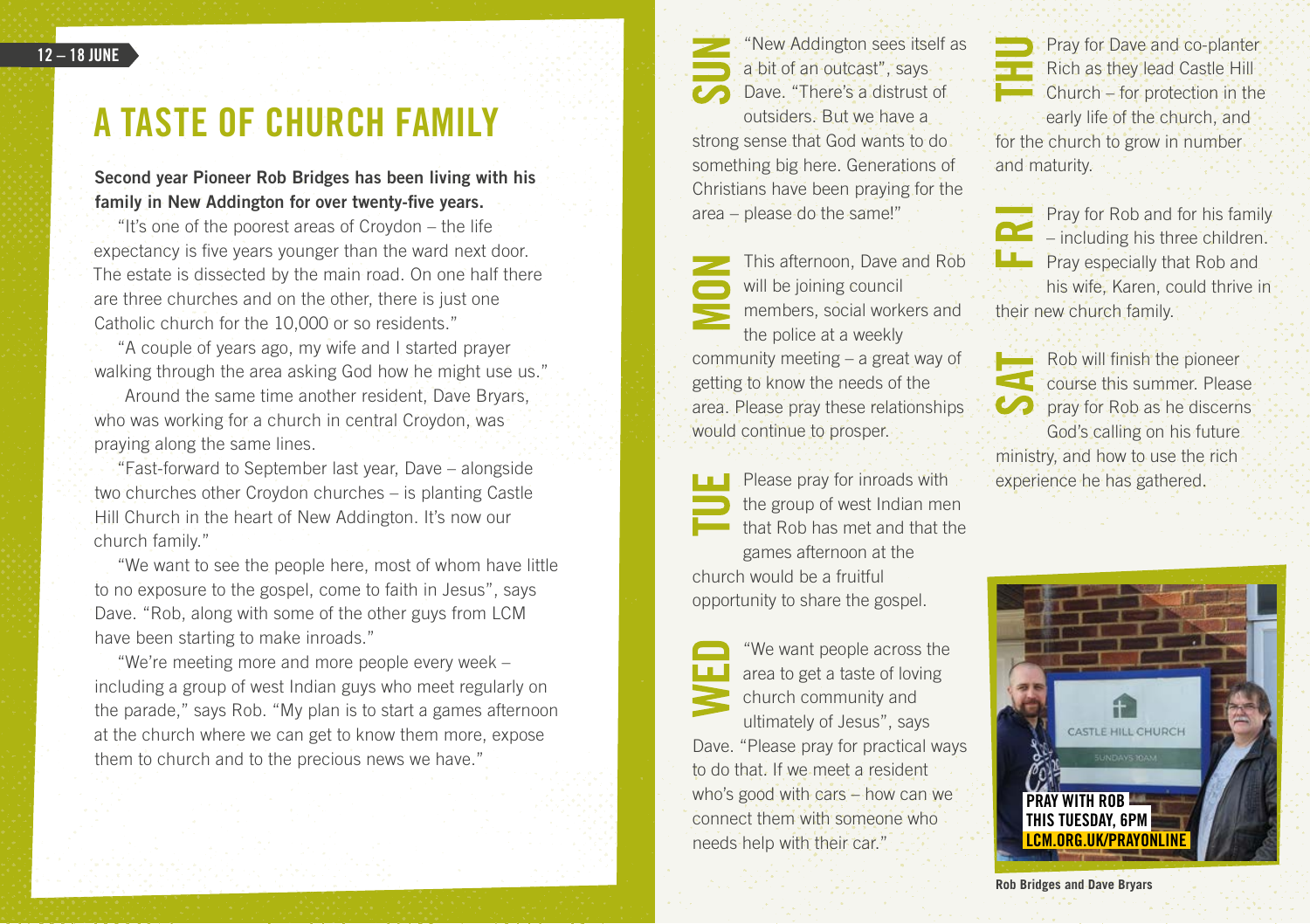12 – 18 JUNE

# A TASTE OF CHURCH FAMILY

**Second year Pioneer Rob Bridges has been living with his family in New Addington for over twenty-five years.**

"It's one of the poorest areas of Croydon – the life expectancy is five years younger than the ward next door. The estate is dissected by the main road. On one half there are three churches and on the other, there is just one Catholic church for the 10,000 or so residents."

"A couple of years ago, my wife and I started prayer walking through the area asking God how he might use us."

Around the same time another resident, Dave Bryars, who was working for a church in central Croydon, was praying along the same lines.

"Fast-forward to September last year, Dave – alongside two churches other Croydon churches – is planting Castle Hill Church in the heart of New Addington. It's now our church family."

"We want to see the people here, most of whom have little to no exposure to the gospel, come to faith in Jesus", says Dave. "Rob, along with some of the other guys from LCM have been starting to make inroads."

"We're meeting more and more people every week – including a group of west Indian guys who meet regularly on the parade," says Rob. "My plan is to start a games afternoon at the church where we can get to know them more, expose them to church and to the precious news we have."

**SUN** "New Addington sees itself as a bit of an outcast", says Dave. "There's a distrust of outsiders. But we have a strong sense that God wants to do something big here. Generations of Christians have been praying for the area – please do the same!"

**MON** This afternoon, Dave and Rob will be joining council members, social workers and the police at a weekly community meeting – a great way of getting to know the needs of the area. Please pray these relationships would continue to prosper.

**TUE** Please pray for inroads with the group of west Indian men that Rob has met and that the games afternoon at the church would be a fruitful opportunity to share the gospel.

**WED** "We want people across the area to get a taste of loving church community and ultimately of Jesus", says Dave. "Please pray for practical ways to do that. If we meet a resident who's good with cars – how can we connect them with someone who needs help with their car."

**THU** Pray for Dave and co-planter Rich as they lead Castle Hill Church – for protection in the early life of the church, and for the church to grow in number and maturity.

**FRI** Pray for Rob and for his family – including his three children. Pray especially that Rob and his wife, Karen, could thrive in their new church family.

**SAT** Rob will finish the pioneer course this summer. Please pray for Rob as he discerns God's calling on his future ministry, and how to use the rich experience he has gathered.

**PRAY WITH ROB THIS TUESDAY, 6PM LCM.ORG.UK/PRAYONLINE**

Rob Bridges and Dave Bryars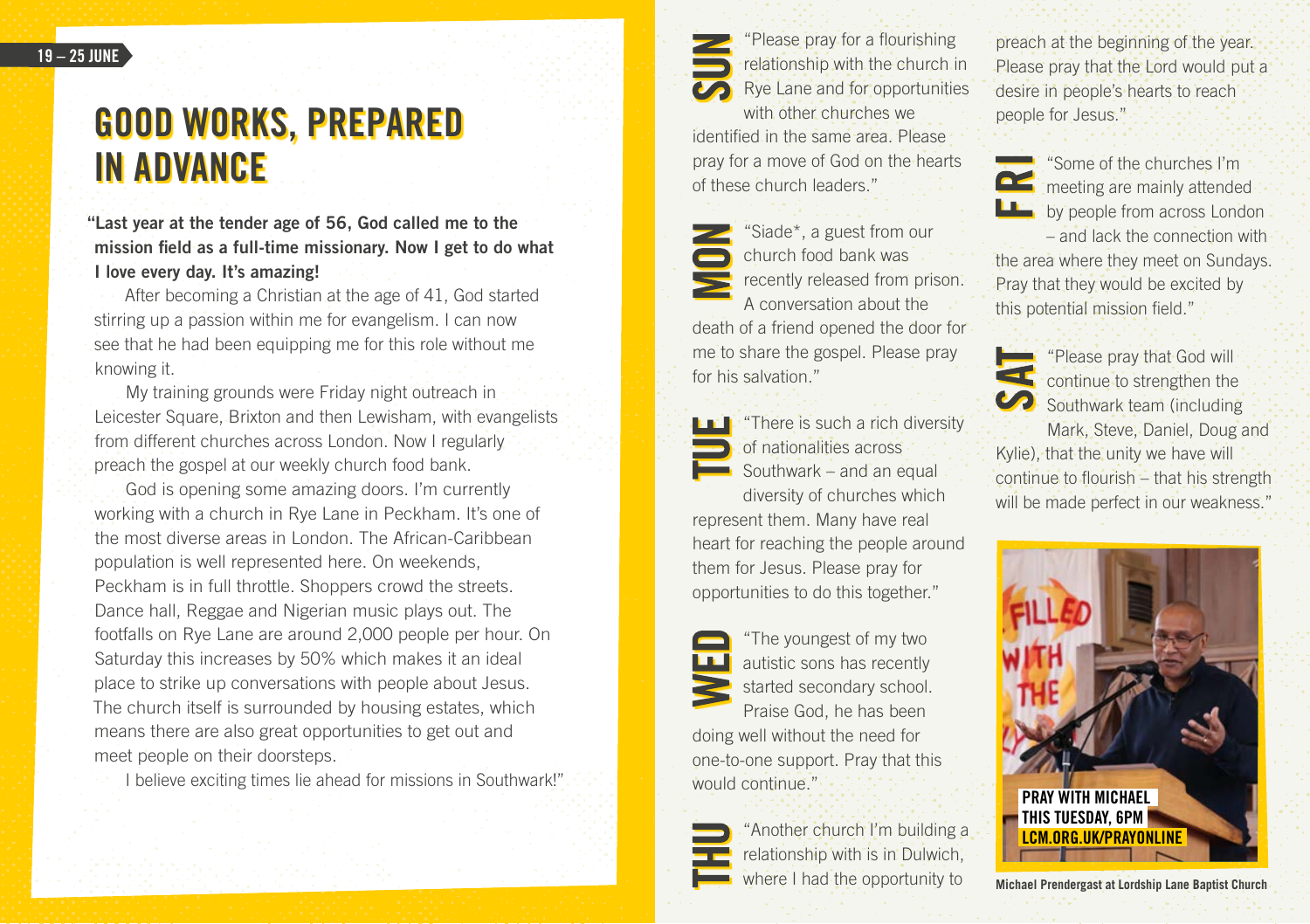19 – 25 JUNE

# GOOD WORKS, PREPARED IN ADVANCE

**"Last year at the tender age of 56, God called me to the mission field as a full-time missionary. Now I get to do what I love every day. It's amazing!**

After becoming a Christian at the age of 41, God started stirring up a passion within me for evangelism. I can now see that he had been equipping me for this role without me knowing it.

My training grounds were Friday night outreach in Leicester Square, Brixton and then Lewisham, with evangelists from different churches across London. Now I regularly preach the gospel at our weekly church food bank.

God is opening some amazing doors. I'm currently working with a church in Rye Lane in Peckham. It's one of the most diverse areas in London. The African-Caribbean population is well represented here. On weekends, Peckham is in full throttle. Shoppers crowd the streets. Dance hall, Reggae and Nigerian music plays out. The footfalls on Rye Lane are around 2,000 people per hour. On Saturday this increases by 50% which makes it an ideal place to strike up conversations with people about Jesus. The church itself is surrounded by housing estates, which means there are also great opportunities to get out and meet people on their doorsteps.

I believe exciting times lie ahead for missions in Southwark!"

**SUN** "Please pray for a flourishing relationship with the church in Rye Lane and for opportunities with other churches we identified in the same area. Please pray for a move of God on the hearts of these church leaders."

**MON** "Siade*, a guest from our church food bank was recently released from prison. A conversation about the death of a friend opened the door for me to share the gospel. Please pray for his salvation."

**TUE** "There is such a rich diversity of nationalities across Southwark – and an equal diversity of churches which represent them. Many have real heart for reaching the people around them for Jesus. Please pray for opportunities to do this together."

**WED** "The youngest of my two autistic sons has recently started secondary school. Praise God, he has been doing well without the need for one-to-one support. Pray that this would continue."

**THU** "Another church I'm building a relationship with is in Dulwich, where I had the opportunity to preach at the beginning of the year. Please pray that the Lord would put a desire in people's hearts to reach people for Jesus."

**FRI** "Some of the churches I'm meeting are mainly attended by people from across London – and lack the connection with the area where they meet on Sundays. Pray that they would be excited by this potential mission field."

**SAT** "Please pray that God will continue to strengthen the Southwark team (including Mark, Steve, Daniel, Doug and Kylie), that the unity we have will continue to flourish – that his strength will be made perfect in our weakness."

**PRAY WITH MICHAEL THIS TUESDAY, 6PM**
**LCM.ORG.UK/PRAYONLINE**

Michael Prendergast at Lordship Lane Baptist Church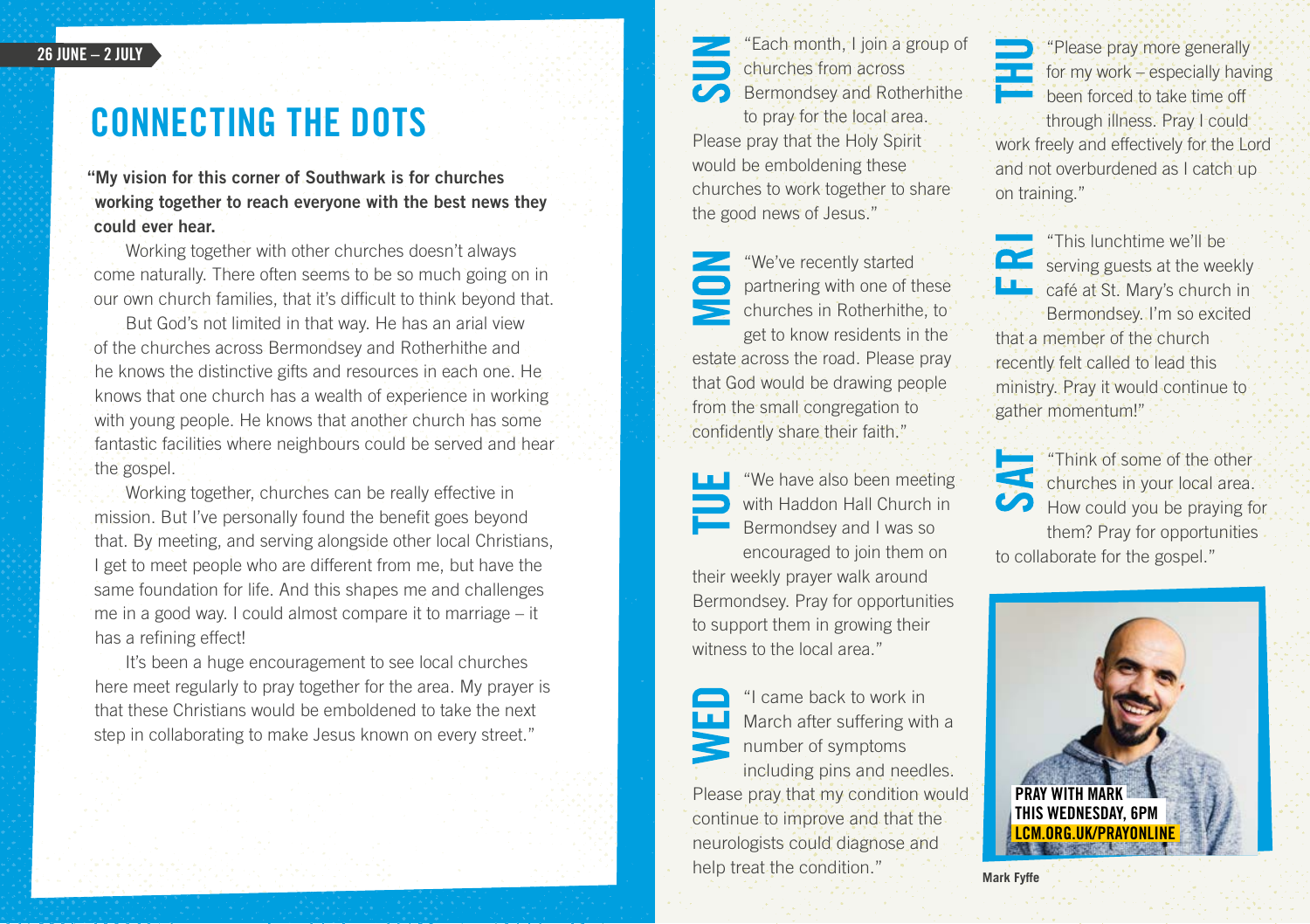26 JUNE – 2 JULY

# CONNECTING THE DOTS

**"My vision for this corner of Southwark is for churches working together to reach everyone with the best news they could ever hear.**

Working together with other churches doesn't always come naturally. There often seems to be so much going on in our own church families, that it's difficult to think beyond that.

But God's not limited in that way. He has an arial view of the churches across Bermondsey and Rotherhithe and he knows the distinctive gifts and resources in each one. He knows that one church has a wealth of experience in working with young people. He knows that another church has some fantastic facilities where neighbours could be served and hear the gospel.

Working together, churches can be really effective in mission. But I've personally found the benefit goes beyond that. By meeting, and serving alongside other local Christians, I get to meet people who are different from me, but have the same foundation for life. And this shapes me and challenges me in a good way. I could almost compare it to marriage – it has a refining effect!

It's been a huge encouragement to see local churches here meet regularly to pray together for the area. My prayer is that these Christians would be emboldened to take the next step in collaborating to make Jesus known on every street."

**SUN** "Each month, I join a group of churches from across Bermondsey and Rotherhithe to pray for the local area. Please pray that the Holy Spirit would be emboldening these churches to work together to share the good news of Jesus."

**MON** "We've recently started partnering with one of these churches in Rotherhithe, to get to know residents in the estate across the road. Please pray that God would be drawing people from the small congregation to confidently share their faith."

**TUE** "We have also been meeting with Haddon Hall Church in Bermondsey and I was so encouraged to join them on their weekly prayer walk around Bermondsey. Pray for opportunities to support them in growing their witness to the local area."

**WED** "I came back to work in March after suffering with a number of symptoms including pins and needles. Please pray that my condition would continue to improve and that the neurologists could diagnose and help treat the condition."

**THU** "Please pray more generally for my work – especially having been forced to take time off through illness. Pray I could work freely and effectively for the Lord and not overburdened as I catch up on training."

**FRI** "This lunchtime we'll be serving guests at the weekly café at St. Mary's church in Bermondsey. I'm so excited that a member of the church recently felt called to lead this ministry. Pray it would continue to gather momentum!"

**SAT** "Think of some of the other churches in your local area. How could you be praying for them? Pray for opportunities to collaborate for the gospel."

**PRAY WITH MARK**
**THIS WEDNESDAY, 6PM**
**LCM.ORG.UK/PRAYONLINE**

Mark Fyffe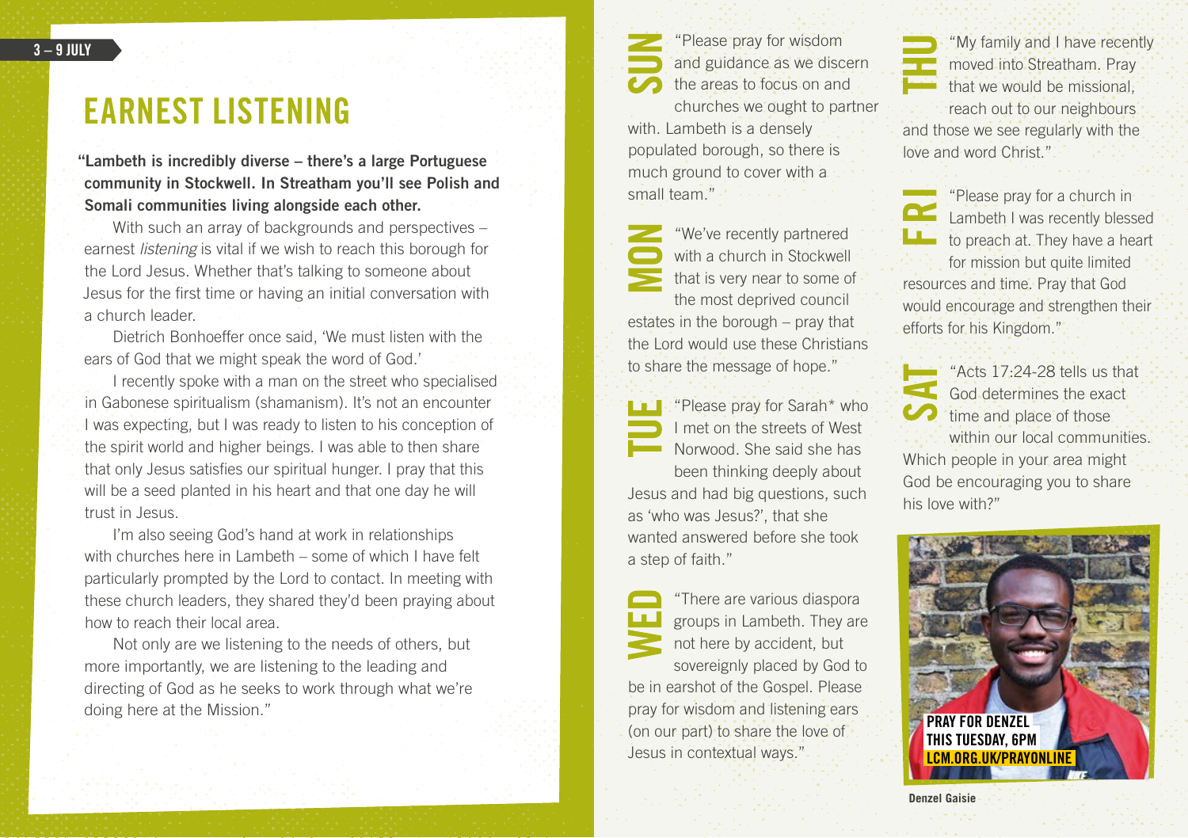3 – 9 JULY

# EARNEST LISTENING

**"Lambeth is incredibly diverse – there's a large Portuguese community in Stockwell. In Streatham you'll see Polish and Somali communities living alongside each other.**

With such an array of backgrounds and perspectives – earnest *listening* is vital if we wish to reach this borough for the Lord Jesus. Whether that's talking to someone about Jesus for the first time or having an initial conversation with a church leader.

Dietrich Bonhoeffer once said, 'We must listen with the ears of God that we might speak the word of God.'

I recently spoke with a man on the street who specialised in Gabonese spiritualism (shamanism). It's not an encounter I was expecting, but I was ready to listen to his conception of the spirit world and higher beings. I was able to then share that only Jesus satisfies our spiritual hunger. I pray that this will be a seed planted in his heart and that one day he will trust in Jesus.

I'm also seeing God's hand at work in relationships with churches here in Lambeth – some of which I have felt particularly prompted by the Lord to contact. In meeting with these church leaders, they shared they'd been praying about how to reach their local area.

Not only are we listening to the needs of others, but more importantly, we are listening to the leading and directing of God as he seeks to work through what we're doing here at the Mission."

**SUN** "Please pray for wisdom and guidance as we discern the areas to focus on and churches we ought to partner with. Lambeth is a densely populated borough, so there is much ground to cover with a small team."

**MON** "We've recently partnered with a church in Stockwell that is very near to some of the most deprived council estates in the borough – pray that the Lord would use these Christians to share the message of hope."

**TUE** "Please pray for Sarah* who I met on the streets of West Norwood. She said she has been thinking deeply about Jesus and had big questions, such as 'who was Jesus?', that she wanted answered before she took a step of faith."

**WED** "There are various diaspora groups in Lambeth. They are not here by accident, but sovereignly placed by God to be in earshot of the Gospel. Please pray for wisdom and listening ears (on our part) to share the love of Jesus in contextual ways."

**THU** "My family and I have recently moved into Streatham. Pray that we would be missional, reach out to our neighbours and those we see regularly with the love and word Christ."

**FRI** "Please pray for a church in Lambeth I was recently blessed to preach at. They have a heart for mission but quite limited resources and time. Pray that God would encourage and strengthen their efforts for his Kingdom."

**SAT** "Acts 17:24-28 tells us that God determines the exact time and place of those within our local communities. Which people in your area might God be encouraging you to share his love with?"

**PRAY FOR DENZEL THIS TUESDAY, 6PM**
**LCM.ORG.UK/PRAYONLINE**

Denzel Gaisie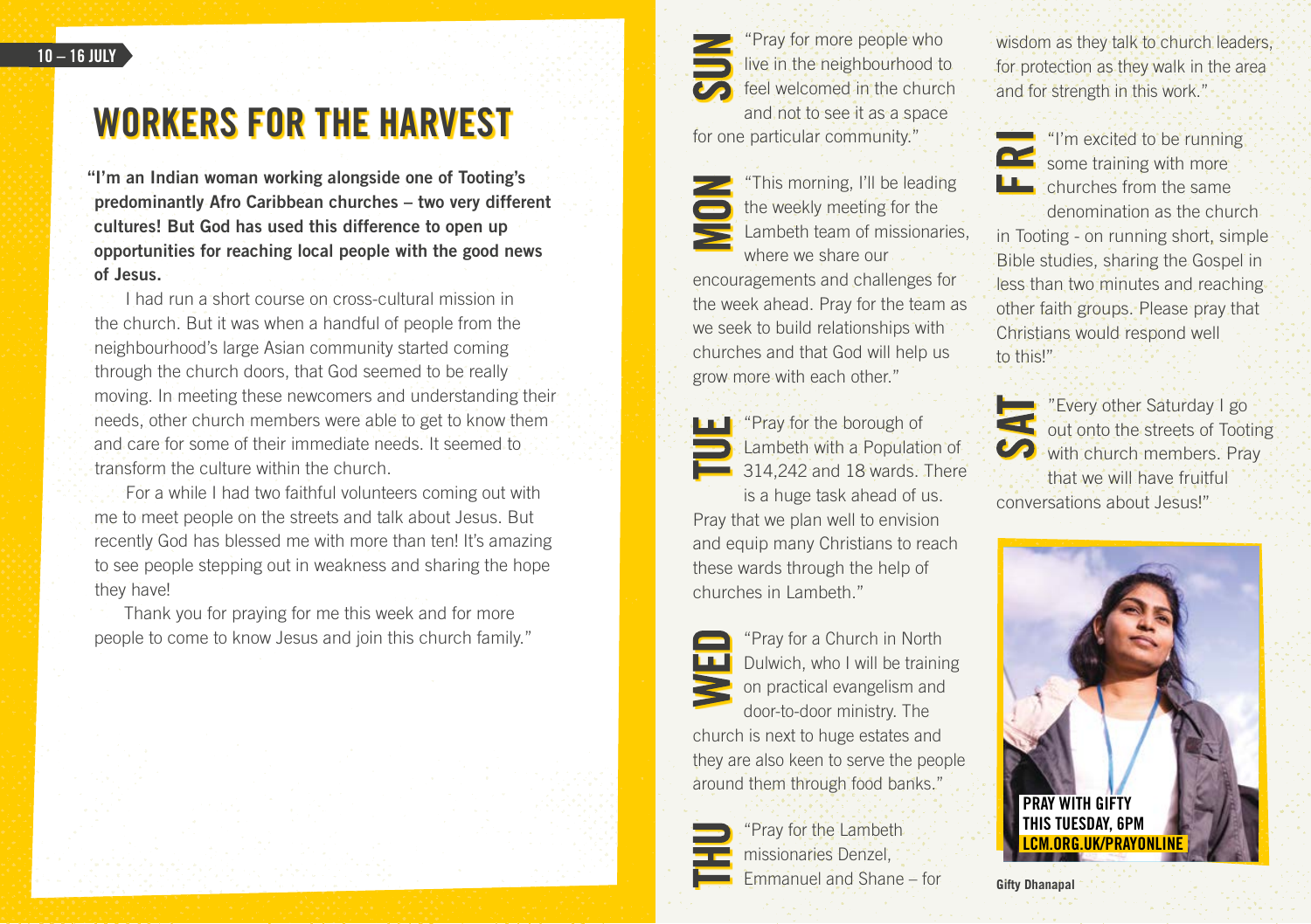10 – 16 JULY

# WORKERS FOR THE HARVEST

**"I'm an Indian woman working alongside one of Tooting's predominantly Afro Caribbean churches – two very different cultures! But God has used this difference to open up opportunities for reaching local people with the good news of Jesus.**

I had run a short course on cross-cultural mission in the church. But it was when a handful of people from the neighbourhood's large Asian community started coming through the church doors, that God seemed to be really moving. In meeting these newcomers and understanding their needs, other church members were able to get to know them and care for some of their immediate needs. It seemed to transform the culture within the church.

For a while I had two faithful volunteers coming out with me to meet people on the streets and talk about Jesus. But recently God has blessed me with more than ten! It's amazing to see people stepping out in weakness and sharing the hope they have!

Thank you for praying for me this week and for more people to come to know Jesus and join this church family."

**SUN** "Pray for more people who live in the neighbourhood to feel welcomed in the church and not to see it as a space for one particular community."

**MON** "This morning, I'll be leading the weekly meeting for the Lambeth team of missionaries, where we share our encouragements and challenges for the week ahead. Pray for the team as we seek to build relationships with churches and that God will help us grow more with each other."

**TUE** "Pray for the borough of Lambeth with a Population of 314,242 and 18 wards. There is a huge task ahead of us. Pray that we plan well to envision and equip many Christians to reach these wards through the help of churches in Lambeth."

**WED** "Pray for a Church in North Dulwich, who I will be training on practical evangelism and door-to-door ministry. The church is next to huge estates and they are also keen to serve the people around them through food banks."

**THU** "Pray for the Lambeth missionaries Denzel, Emmanuel and Shane – for wisdom as they talk to church leaders, for protection as they walk in the area and for strength in this work."

**FRI** "I'm excited to be running some training with more churches from the same denomination as the church in Tooting - on running short, simple Bible studies, sharing the Gospel in less than two minutes and reaching other faith groups. Please pray that Christians would respond well to this!"

**SAT** "Every other Saturday I go out onto the streets of Tooting with church members. Pray that we will have fruitful conversations about Jesus!"

**PRAY WITH GIFTY THIS TUESDAY, 6PM**
**LCM.ORG.UK/PRAYONLINE**

Gifty Dhanapal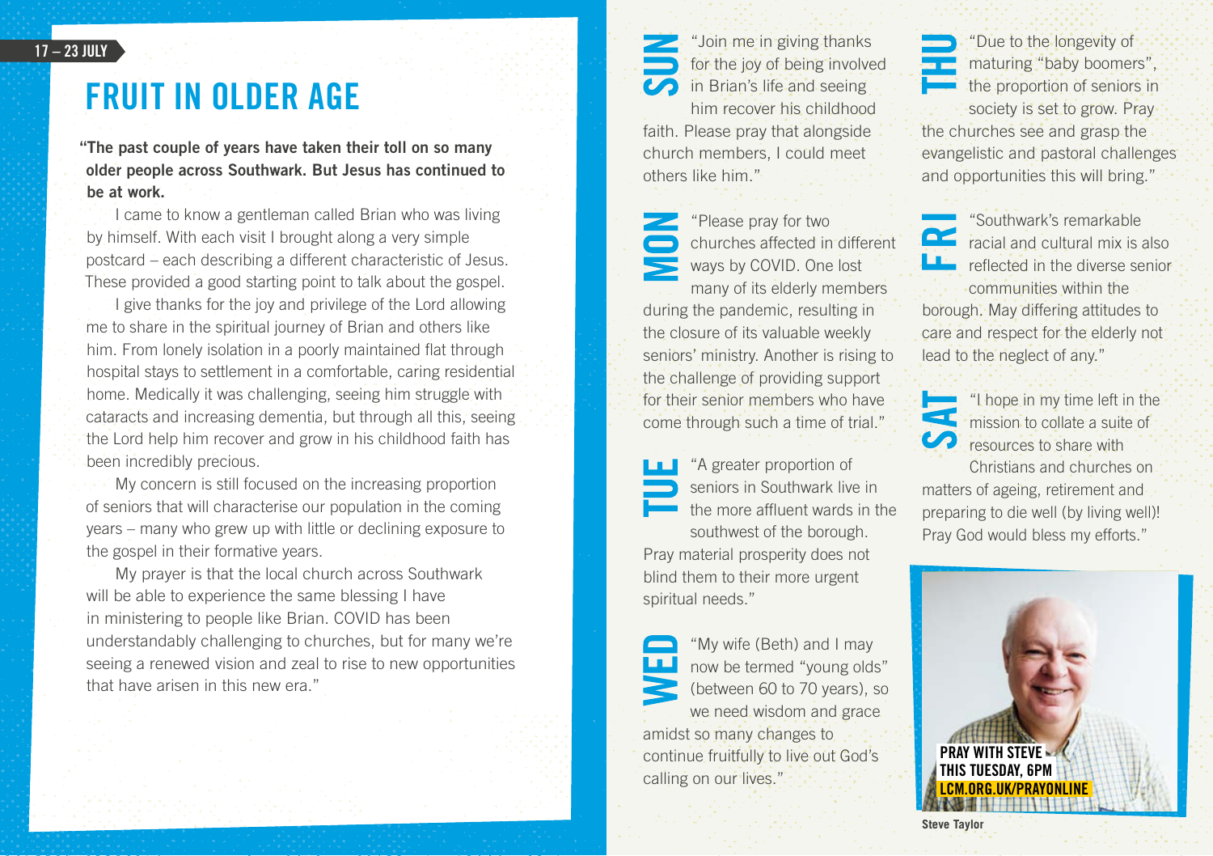17 – 23 JULY

# FRUIT IN OLDER AGE

**"The past couple of years have taken their toll on so many older people across Southwark. But Jesus has continued to be at work.**

I came to know a gentleman called Brian who was living by himself. With each visit I brought along a very simple postcard – each describing a different characteristic of Jesus. These provided a good starting point to talk about the gospel.

I give thanks for the joy and privilege of the Lord allowing me to share in the spiritual journey of Brian and others like him. From lonely isolation in a poorly maintained flat through hospital stays to settlement in a comfortable, caring residential home. Medically it was challenging, seeing him struggle with cataracts and increasing dementia, but through all this, seeing the Lord help him recover and grow in his childhood faith has been incredibly precious.

My concern is still focused on the increasing proportion of seniors that will characterise our population in the coming years – many who grew up with little or declining exposure to the gospel in their formative years.

My prayer is that the local church across Southwark will be able to experience the same blessing I have in ministering to people like Brian. COVID has been understandably challenging to churches, but for many we're seeing a renewed vision and zeal to rise to new opportunities that have arisen in this new era."

**SUN** "Join me in giving thanks for the joy of being involved in Brian's life and seeing him recover his childhood faith. Please pray that alongside church members, I could meet others like him."

**MON** "Please pray for two churches affected in different ways by COVID. One lost many of its elderly members during the pandemic, resulting in the closure of its valuable weekly seniors' ministry. Another is rising to the challenge of providing support for their senior members who have come through such a time of trial."

**TUE** "A greater proportion of seniors in Southwark live in the more affluent wards in the southwest of the borough. Pray material prosperity does not blind them to their more urgent spiritual needs."

**WED** "My wife (Beth) and I may now be termed "young olds" (between 60 to 70 years), so we need wisdom and grace amidst so many changes to continue fruitfully to live out God's calling on our lives."

**THU** "Due to the longevity of maturing "baby boomers", the proportion of seniors in society is set to grow. Pray the churches see and grasp the evangelistic and pastoral challenges and opportunities this will bring."

**FRI** "Southwark's remarkable racial and cultural mix is also reflected in the diverse senior communities within the borough. May differing attitudes to care and respect for the elderly not lead to the neglect of any."

**SAT** "I hope in my time left in the mission to collate a suite of resources to share with Christians and churches on matters of ageing, retirement and preparing to die well (by living well)! Pray God would bless my efforts."

**PRAY WITH STEVE THIS TUESDAY, 6PM**
**LCM.ORG.UK/PRAYONLINE**

**Steve Taylor**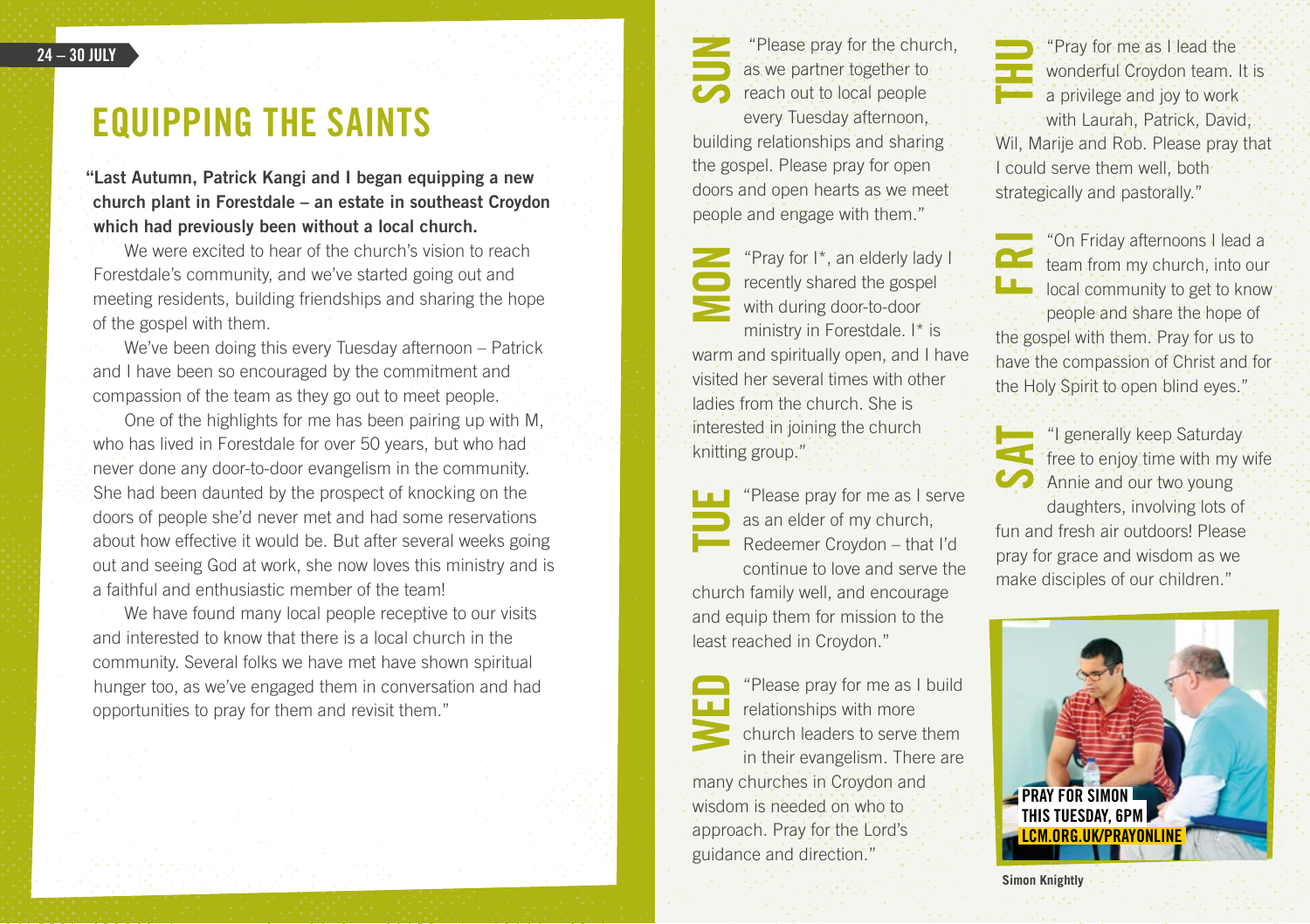24 – 30 JULY

# EQUIPPING THE SAINTS

**"Last Autumn, Patrick Kangi and I began equipping a new church plant in Forestdale – an estate in southeast Croydon which had previously been without a local church.**

We were excited to hear of the church's vision to reach Forestdale's community, and we've started going out and meeting residents, building friendships and sharing the hope of the gospel with them.

We've been doing this every Tuesday afternoon – Patrick and I have been so encouraged by the commitment and compassion of the team as they go out to meet people.

One of the highlights for me has been pairing up with M, who has lived in Forestdale for over 50 years, but who had never done any door-to-door evangelism in the community. She had been daunted by the prospect of knocking on the doors of people she'd never met and had some reservations about how effective it would be. But after several weeks going out and seeing God at work, she now loves this ministry and is a faithful and enthusiastic member of the team!

We have found many local people receptive to our visits and interested to know that there is a local church in the community. Several folks we have met have shown spiritual hunger too, as we've engaged them in conversation and had opportunities to pray for them and revisit them."

**SUN** "Please pray for the church, as we partner together to reach out to local people every Tuesday afternoon, building relationships and sharing the gospel. Please pray for open doors and open hearts as we meet people and engage with them."

**MON** "Pray for I*, an elderly lady I recently shared the gospel with during door-to-door ministry in Forestdale. I* is warm and spiritually open, and I have visited her several times with other ladies from the church. She is interested in joining the church knitting group."

**TUE** "Please pray for me as I serve as an elder of my church, Redeemer Croydon – that I'd continue to love and serve the church family well, and encourage and equip them for mission to the least reached in Croydon."

**WED** "Please pray for me as I build relationships with more church leaders to serve them in their evangelism. There are many churches in Croydon and wisdom is needed on who to approach. Pray for the Lord's guidance and direction."

**THU** "Pray for me as I lead the wonderful Croydon team. It is a privilege and joy to work with Laurah, Patrick, David, Wil, Marije and Rob. Please pray that I could serve them well, both strategically and pastorally."

**FRI** "On Friday afternoons I lead a team from my church, into our local community to get to know people and share the hope of the gospel with them. Pray for us to have the compassion of Christ and for the Holy Spirit to open blind eyes."

**SAT** "I generally keep Saturday free to enjoy time with my wife Annie and our two young daughters, involving lots of fun and fresh air outdoors! Please pray for grace and wisdom as we make disciples of our children."

**PRAY FOR SIMON THIS TUESDAY, 6PM**
**LCM.ORG.UK/PRAYONLINE**

**Simon Knightly**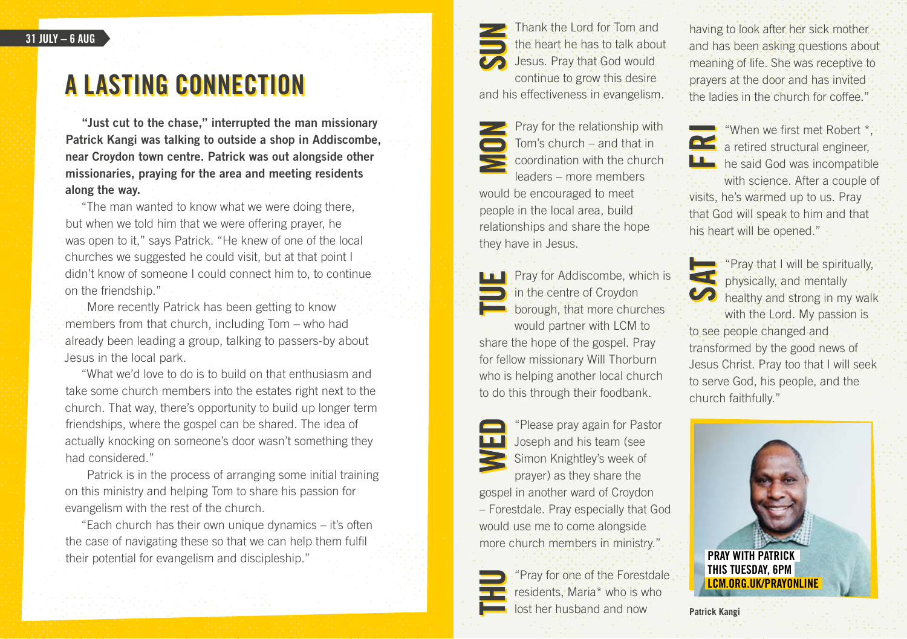31 JULY – 6 AUG

# A LASTING CONNECTION

**"Just cut to the chase," interrupted the man missionary Patrick Kangi was talking to outside a shop in Addiscombe, near Croydon town centre. Patrick was out alongside other missionaries, praying for the area and meeting residents along the way.**

"The man wanted to know what we were doing there, but when we told him that we were offering prayer, he was open to it," says Patrick. "He knew of one of the local churches we suggested he could visit, but at that point I didn't know of someone I could connect him to, to continue on the friendship."

More recently Patrick has been getting to know members from that church, including Tom – who had already been leading a group, talking to passers-by about Jesus in the local park.

"What we'd love to do is to build on that enthusiasm and take some church members into the estates right next to the church. That way, there's opportunity to build up longer term friendships, where the gospel can be shared. The idea of actually knocking on someone's door wasn't something they had considered."

Patrick is in the process of arranging some initial training on this ministry and helping Tom to share his passion for evangelism with the rest of the church.

"Each church has their own unique dynamics – it's often the case of navigating these so that we can help them fulfil their potential for evangelism and discipleship."

**SUN** Thank the Lord for Tom and the heart he has to talk about Jesus. Pray that God would continue to grow this desire and his effectiveness in evangelism.

**MON** Pray for the relationship with Tom's church – and that in coordination with the church leaders – more members would be encouraged to meet people in the local area, build relationships and share the hope they have in Jesus.

**TUE** Pray for Addiscombe, which is in the centre of Croydon borough, that more churches would partner with LCM to share the hope of the gospel. Pray for fellow missionary Will Thorburn who is helping another local church to do this through their foodbank.

**WED** "Please pray again for Pastor Joseph and his team (see Simon Knightley's week of prayer) as they share the gospel in another ward of Croydon – Forestdale. Pray especially that God would use me to come alongside more church members in ministry."

**THU** "Pray for one of the Forestdale residents, Maria* who is who lost her husband and now having to look after her sick mother and has been asking questions about meaning of life. She was receptive to prayers at the door and has invited the ladies in the church for coffee."

**FRI** "When we first met Robert *, a retired structural engineer, he said God was incompatible with science. After a couple of visits, he's warmed up to us. Pray that God will speak to him and that his heart will be opened."

**SAT** "Pray that I will be spiritually, physically, and mentally healthy and strong in my walk with the Lord. My passion is to see people changed and transformed by the good news of Jesus Christ. Pray too that I will seek to serve God, his people, and the church faithfully."

**PRAY WITH PATRICK THIS TUESDAY, 6PM**
**LCM.ORG.UK/PRAYONLINE**

**Patrick Kangi**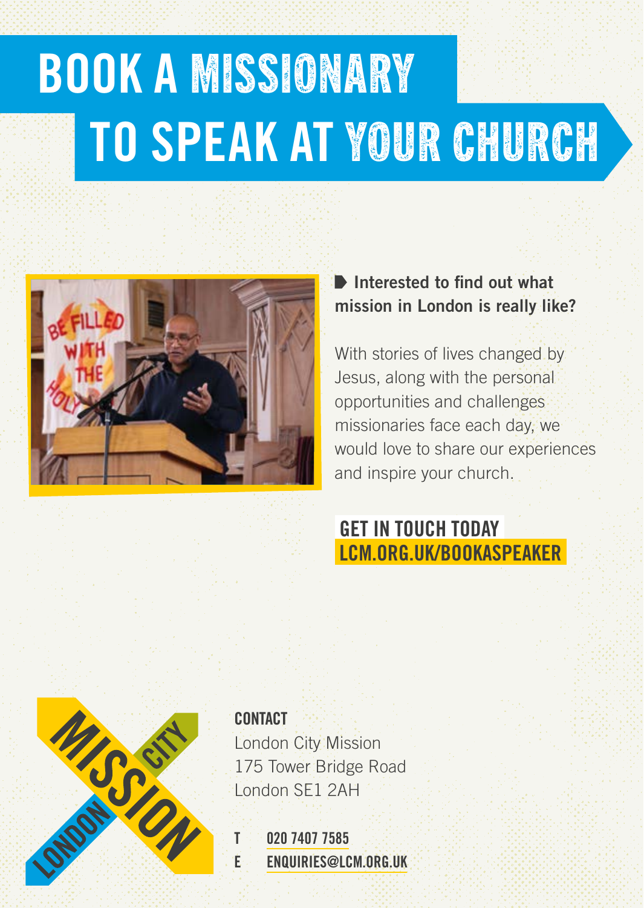# BOOK A MISSIONARY TO SPEAK AT YOUR CHURCH

**Interested to find out what mission in London is really like?**

With stories of lives changed by Jesus, along with the personal opportunities and challenges missionaries face each day, we would love to share our experiences and inspire your church.

**GET IN TOUCH TODAY**
**LCM.ORG.UK/BOOKASPEAKER**

**CONTACT**

London City Mission
175 Tower Bridge Road
London SE1 2AH

T 020 7407 7585
E ENQUIRIES@LCM.ORG.UK